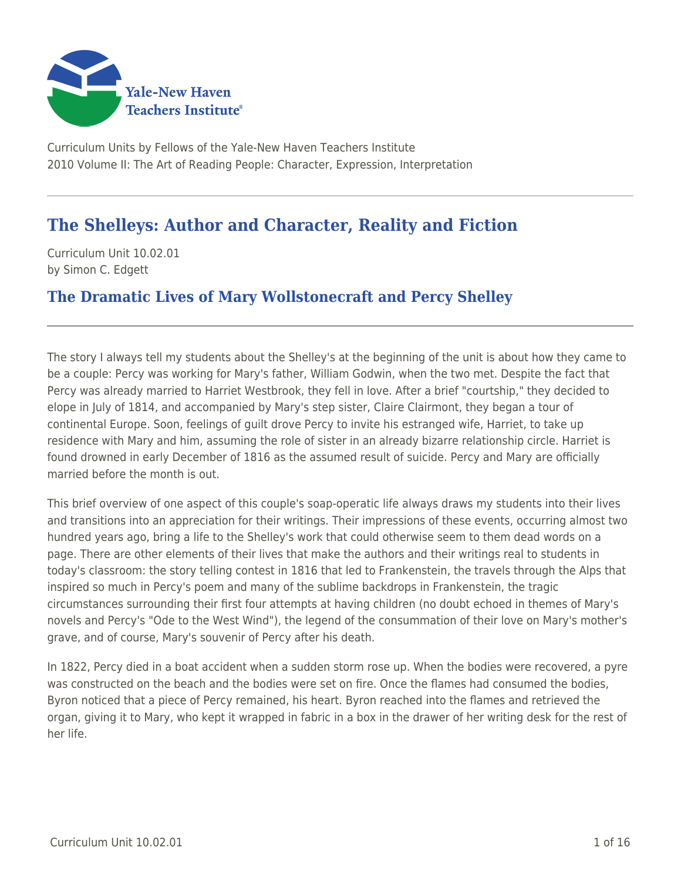Curriculum Units by Fellows of the Yale-New Haven Teachers Institute
2010 Volume II: The Art of Reading People: Character, Expression, Interpretation

# The Shelleys: Author and Character, Reality and Fiction

Curriculum Unit 10.02.01
by Simon C. Edgett

## The Dramatic Lives of Mary Wollstonecraft and Percy Shelley

The story I always tell my students about the Shelley's at the beginning of the unit is about how they came to be a couple: Percy was working for Mary's father, William Godwin, when the two met. Despite the fact that Percy was already married to Harriet Westbrook, they fell in love. After a brief "courtship," they decided to elope in July of 1814, and accompanied by Mary's step sister, Claire Clairmont, they began a tour of continental Europe. Soon, feelings of guilt drove Percy to invite his estranged wife, Harriet, to take up residence with Mary and him, assuming the role of sister in an already bizarre relationship circle. Harriet is found drowned in early December of 1816 as the assumed result of suicide. Percy and Mary are officially married before the month is out.

This brief overview of one aspect of this couple's soap-operatic life always draws my students into their lives and transitions into an appreciation for their writings. Their impressions of these events, occurring almost two hundred years ago, bring a life to the Shelley's work that could otherwise seem to them dead words on a page. There are other elements of their lives that make the authors and their writings real to students in today's classroom: the story telling contest in 1816 that led to Frankenstein, the travels through the Alps that inspired so much in Percy's poem and many of the sublime backdrops in Frankenstein, the tragic circumstances surrounding their first four attempts at having children (no doubt echoed in themes of Mary's novels and Percy's "Ode to the West Wind"), the legend of the consummation of their love on Mary's mother's grave, and of course, Mary's souvenir of Percy after his death.

In 1822, Percy died in a boat accident when a sudden storm rose up. When the bodies were recovered, a pyre was constructed on the beach and the bodies were set on fire. Once the flames had consumed the bodies, Byron noticed that a piece of Percy remained, his heart. Byron reached into the flames and retrieved the organ, giving it to Mary, who kept it wrapped in fabric in a box in the drawer of her writing desk for the rest of her life.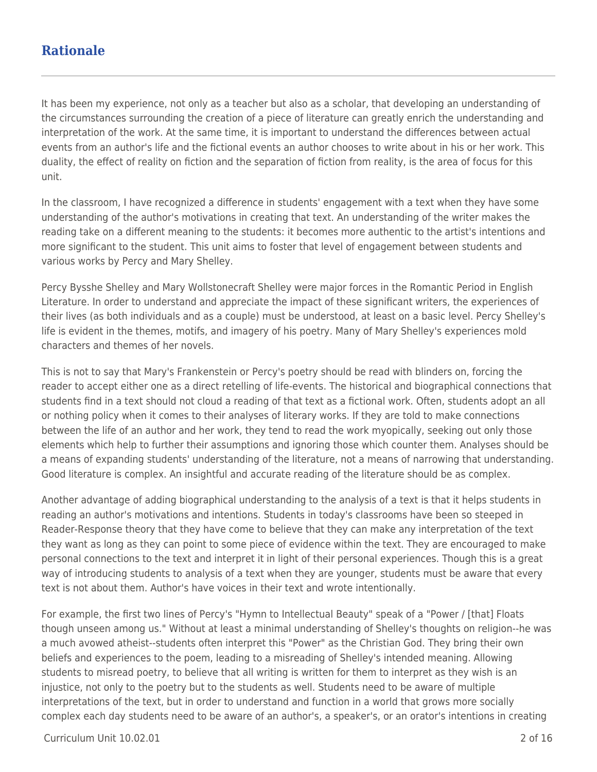## Rationale

It has been my experience, not only as a teacher but also as a scholar, that developing an understanding of the circumstances surrounding the creation of a piece of literature can greatly enrich the understanding and interpretation of the work. At the same time, it is important to understand the differences between actual events from an author's life and the fictional events an author chooses to write about in his or her work. This duality, the effect of reality on fiction and the separation of fiction from reality, is the area of focus for this unit.

In the classroom, I have recognized a difference in students' engagement with a text when they have some understanding of the author's motivations in creating that text. An understanding of the writer makes the reading take on a different meaning to the students: it becomes more authentic to the artist's intentions and more significant to the student. This unit aims to foster that level of engagement between students and various works by Percy and Mary Shelley.

Percy Bysshe Shelley and Mary Wollstonecraft Shelley were major forces in the Romantic Period in English Literature. In order to understand and appreciate the impact of these significant writers, the experiences of their lives (as both individuals and as a couple) must be understood, at least on a basic level. Percy Shelley's life is evident in the themes, motifs, and imagery of his poetry. Many of Mary Shelley's experiences mold characters and themes of her novels.

This is not to say that Mary's Frankenstein or Percy's poetry should be read with blinders on, forcing the reader to accept either one as a direct retelling of life-events. The historical and biographical connections that students find in a text should not cloud a reading of that text as a fictional work. Often, students adopt an all or nothing policy when it comes to their analyses of literary works. If they are told to make connections between the life of an author and her work, they tend to read the work myopically, seeking out only those elements which help to further their assumptions and ignoring those which counter them. Analyses should be a means of expanding students' understanding of the literature, not a means of narrowing that understanding. Good literature is complex. An insightful and accurate reading of the literature should be as complex.

Another advantage of adding biographical understanding to the analysis of a text is that it helps students in reading an author's motivations and intentions. Students in today's classrooms have been so steeped in Reader-Response theory that they have come to believe that they can make any interpretation of the text they want as long as they can point to some piece of evidence within the text. They are encouraged to make personal connections to the text and interpret it in light of their personal experiences. Though this is a great way of introducing students to analysis of a text when they are younger, students must be aware that every text is not about them. Author's have voices in their text and wrote intentionally.

For example, the first two lines of Percy's "Hymn to Intellectual Beauty" speak of a "Power / [that] Floats though unseen among us." Without at least a minimal understanding of Shelley's thoughts on religion--he was a much avowed atheist--students often interpret this "Power" as the Christian God. They bring their own beliefs and experiences to the poem, leading to a misreading of Shelley's intended meaning. Allowing students to misread poetry, to believe that all writing is written for them to interpret as they wish is an injustice, not only to the poetry but to the students as well. Students need to be aware of multiple interpretations of the text, but in order to understand and function in a world that grows more socially complex each day students need to be aware of an author's, a speaker's, or an orator's intentions in creating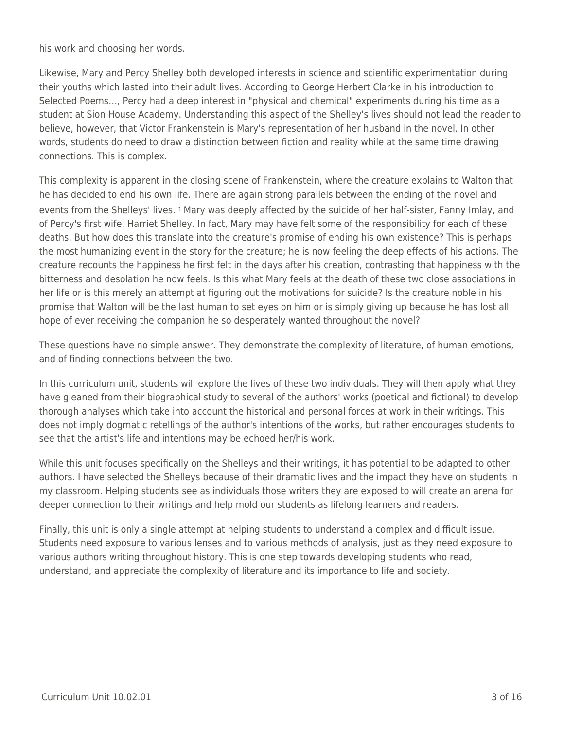his work and choosing her words.

Likewise, Mary and Percy Shelley both developed interests in science and scientific experimentation during their youths which lasted into their adult lives. According to George Herbert Clarke in his introduction to Selected Poems…, Percy had a deep interest in "physical and chemical" experiments during his time as a student at Sion House Academy. Understanding this aspect of the Shelley's lives should not lead the reader to believe, however, that Victor Frankenstein is Mary's representation of her husband in the novel. In other words, students do need to draw a distinction between fiction and reality while at the same time drawing connections. This is complex.

This complexity is apparent in the closing scene of Frankenstein, where the creature explains to Walton that he has decided to end his own life. There are again strong parallels between the ending of the novel and events from the Shelleys' lives. [1] Mary was deeply affected by the suicide of her half-sister, Fanny Imlay, and of Percy's first wife, Harriet Shelley. In fact, Mary may have felt some of the responsibility for each of these deaths. But how does this translate into the creature's promise of ending his own existence? This is perhaps the most humanizing event in the story for the creature; he is now feeling the deep effects of his actions. The creature recounts the happiness he first felt in the days after his creation, contrasting that happiness with the bitterness and desolation he now feels. Is this what Mary feels at the death of these two close associations in her life or is this merely an attempt at figuring out the motivations for suicide? Is the creature noble in his promise that Walton will be the last human to set eyes on him or is simply giving up because he has lost all hope of ever receiving the companion he so desperately wanted throughout the novel?

These questions have no simple answer. They demonstrate the complexity of literature, of human emotions, and of finding connections between the two.

In this curriculum unit, students will explore the lives of these two individuals. They will then apply what they have gleaned from their biographical study to several of the authors' works (poetical and fictional) to develop thorough analyses which take into account the historical and personal forces at work in their writings. This does not imply dogmatic retellings of the author's intentions of the works, but rather encourages students to see that the artist's life and intentions may be echoed her/his work.

While this unit focuses specifically on the Shelleys and their writings, it has potential to be adapted to other authors. I have selected the Shelleys because of their dramatic lives and the impact they have on students in my classroom. Helping students see as individuals those writers they are exposed to will create an arena for deeper connection to their writings and help mold our students as lifelong learners and readers.

Finally, this unit is only a single attempt at helping students to understand a complex and difficult issue. Students need exposure to various lenses and to various methods of analysis, just as they need exposure to various authors writing throughout history. This is one step towards developing students who read, understand, and appreciate the complexity of literature and its importance to life and society.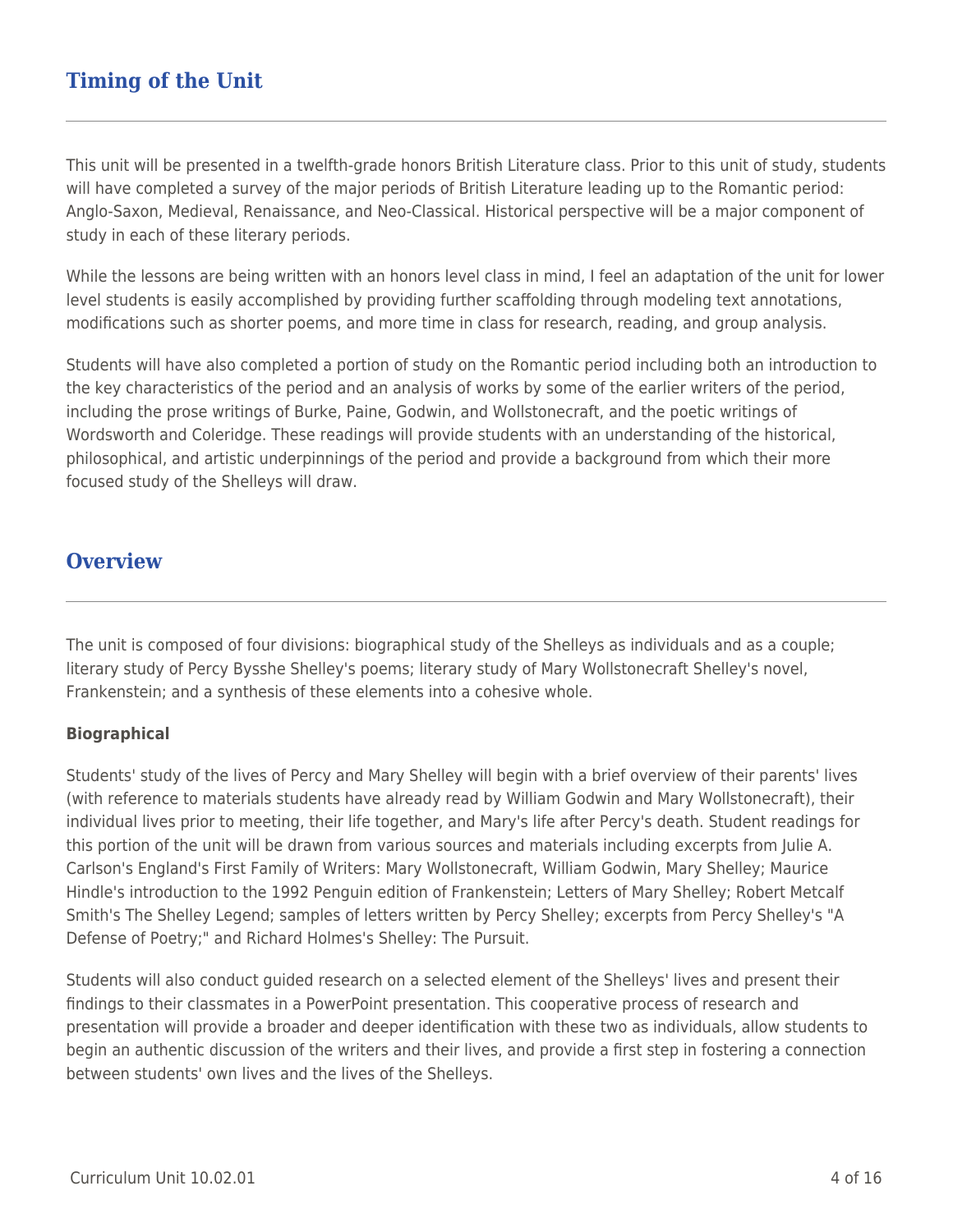## Timing of the Unit

This unit will be presented in a twelfth-grade honors British Literature class. Prior to this unit of study, students will have completed a survey of the major periods of British Literature leading up to the Romantic period: Anglo-Saxon, Medieval, Renaissance, and Neo-Classical. Historical perspective will be a major component of study in each of these literary periods.

While the lessons are being written with an honors level class in mind, I feel an adaptation of the unit for lower level students is easily accomplished by providing further scaffolding through modeling text annotations, modifications such as shorter poems, and more time in class for research, reading, and group analysis.

Students will have also completed a portion of study on the Romantic period including both an introduction to the key characteristics of the period and an analysis of works by some of the earlier writers of the period, including the prose writings of Burke, Paine, Godwin, and Wollstonecraft, and the poetic writings of Wordsworth and Coleridge. These readings will provide students with an understanding of the historical, philosophical, and artistic underpinnings of the period and provide a background from which their more focused study of the Shelleys will draw.

## Overview

The unit is composed of four divisions: biographical study of the Shelleys as individuals and as a couple; literary study of Percy Bysshe Shelley's poems; literary study of Mary Wollstonecraft Shelley's novel, Frankenstein; and a synthesis of these elements into a cohesive whole.

**Biographical**

Students' study of the lives of Percy and Mary Shelley will begin with a brief overview of their parents' lives (with reference to materials students have already read by William Godwin and Mary Wollstonecraft), their individual lives prior to meeting, their life together, and Mary's life after Percy's death. Student readings for this portion of the unit will be drawn from various sources and materials including excerpts from Julie A. Carlson's England's First Family of Writers: Mary Wollstonecraft, William Godwin, Mary Shelley; Maurice Hindle's introduction to the 1992 Penguin edition of Frankenstein; Letters of Mary Shelley; Robert Metcalf Smith's The Shelley Legend; samples of letters written by Percy Shelley; excerpts from Percy Shelley's "A Defense of Poetry;" and Richard Holmes's Shelley: The Pursuit.

Students will also conduct guided research on a selected element of the Shelleys' lives and present their findings to their classmates in a PowerPoint presentation. This cooperative process of research and presentation will provide a broader and deeper identification with these two as individuals, allow students to begin an authentic discussion of the writers and their lives, and provide a first step in fostering a connection between students' own lives and the lives of the Shelleys.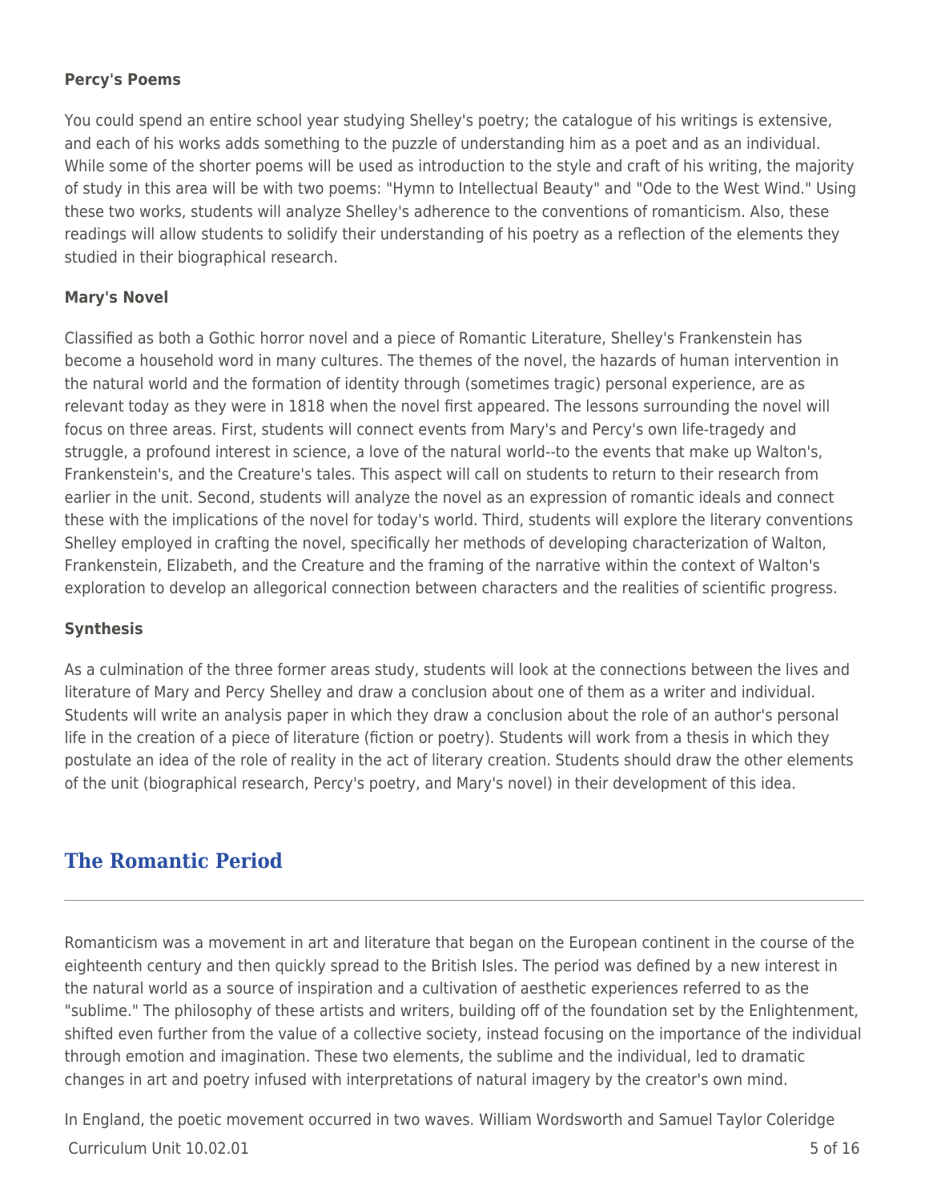### Percy's Poems

You could spend an entire school year studying Shelley's poetry; the catalogue of his writings is extensive, and each of his works adds something to the puzzle of understanding him as a poet and as an individual. While some of the shorter poems will be used as introduction to the style and craft of his writing, the majority of study in this area will be with two poems: "Hymn to Intellectual Beauty" and "Ode to the West Wind." Using these two works, students will analyze Shelley's adherence to the conventions of romanticism. Also, these readings will allow students to solidify their understanding of his poetry as a reflection of the elements they studied in their biographical research.

### Mary's Novel

Classified as both a Gothic horror novel and a piece of Romantic Literature, Shelley's Frankenstein has become a household word in many cultures. The themes of the novel, the hazards of human intervention in the natural world and the formation of identity through (sometimes tragic) personal experience, are as relevant today as they were in 1818 when the novel first appeared. The lessons surrounding the novel will focus on three areas. First, students will connect events from Mary's and Percy's own life-tragedy and struggle, a profound interest in science, a love of the natural world--to the events that make up Walton's, Frankenstein's, and the Creature's tales. This aspect will call on students to return to their research from earlier in the unit. Second, students will analyze the novel as an expression of romantic ideals and connect these with the implications of the novel for today's world. Third, students will explore the literary conventions Shelley employed in crafting the novel, specifically her methods of developing characterization of Walton, Frankenstein, Elizabeth, and the Creature and the framing of the narrative within the context of Walton's exploration to develop an allegorical connection between characters and the realities of scientific progress.

### Synthesis

As a culmination of the three former areas study, students will look at the connections between the lives and literature of Mary and Percy Shelley and draw a conclusion about one of them as a writer and individual. Students will write an analysis paper in which they draw a conclusion about the role of an author's personal life in the creation of a piece of literature (fiction or poetry). Students will work from a thesis in which they postulate an idea of the role of reality in the act of literary creation. Students should draw the other elements of the unit (biographical research, Percy's poetry, and Mary's novel) in their development of this idea.

## The Romantic Period

Romanticism was a movement in art and literature that began on the European continent in the course of the eighteenth century and then quickly spread to the British Isles. The period was defined by a new interest in the natural world as a source of inspiration and a cultivation of aesthetic experiences referred to as the "sublime." The philosophy of these artists and writers, building off of the foundation set by the Enlightenment, shifted even further from the value of a collective society, instead focusing on the importance of the individual through emotion and imagination. These two elements, the sublime and the individual, led to dramatic changes in art and poetry infused with interpretations of natural imagery by the creator's own mind.

In England, the poetic movement occurred in two waves. William Wordsworth and Samuel Taylor Coleridge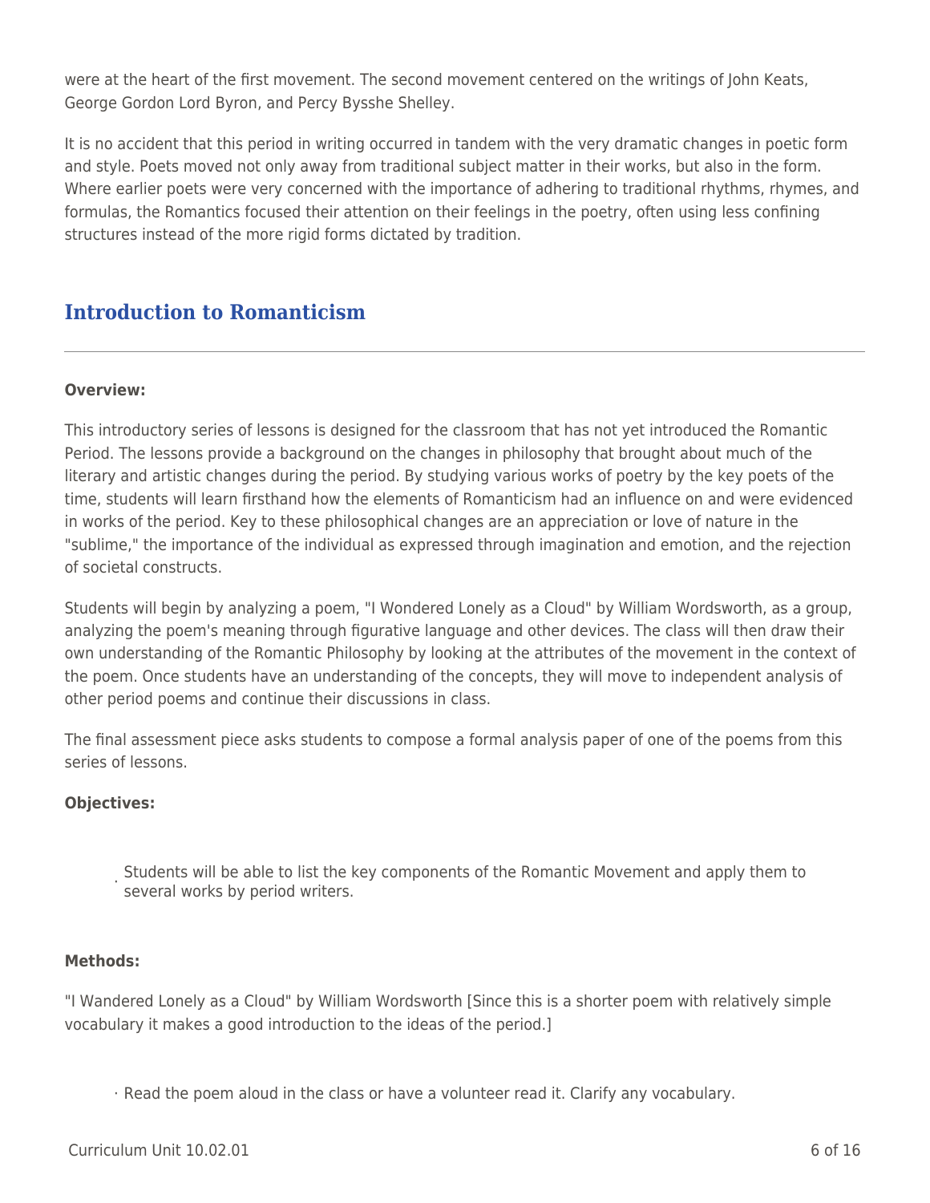were at the heart of the first movement. The second movement centered on the writings of John Keats, George Gordon Lord Byron, and Percy Bysshe Shelley.

It is no accident that this period in writing occurred in tandem with the very dramatic changes in poetic form and style. Poets moved not only away from traditional subject matter in their works, but also in the form. Where earlier poets were very concerned with the importance of adhering to traditional rhythms, rhymes, and formulas, the Romantics focused their attention on their feelings in the poetry, often using less confining structures instead of the more rigid forms dictated by tradition.

## Introduction to Romanticism

**Overview:**

This introductory series of lessons is designed for the classroom that has not yet introduced the Romantic Period. The lessons provide a background on the changes in philosophy that brought about much of the literary and artistic changes during the period. By studying various works of poetry by the key poets of the time, students will learn firsthand how the elements of Romanticism had an influence on and were evidenced in works of the period. Key to these philosophical changes are an appreciation or love of nature in the "sublime," the importance of the individual as expressed through imagination and emotion, and the rejection of societal constructs.

Students will begin by analyzing a poem, "I Wondered Lonely as a Cloud" by William Wordsworth, as a group, analyzing the poem's meaning through figurative language and other devices. The class will then draw their own understanding of the Romantic Philosophy by looking at the attributes of the movement in the context of the poem. Once students have an understanding of the concepts, they will move to independent analysis of other period poems and continue their discussions in class.

The final assessment piece asks students to compose a formal analysis paper of one of the poems from this series of lessons.

**Objectives:**

- Students will be able to list the key components of the Romantic Movement and apply them to several works by period writers.

**Methods:**

"I Wandered Lonely as a Cloud" by William Wordsworth [Since this is a shorter poem with relatively simple vocabulary it makes a good introduction to the ideas of the period.]

- Read the poem aloud in the class or have a volunteer read it. Clarify any vocabulary.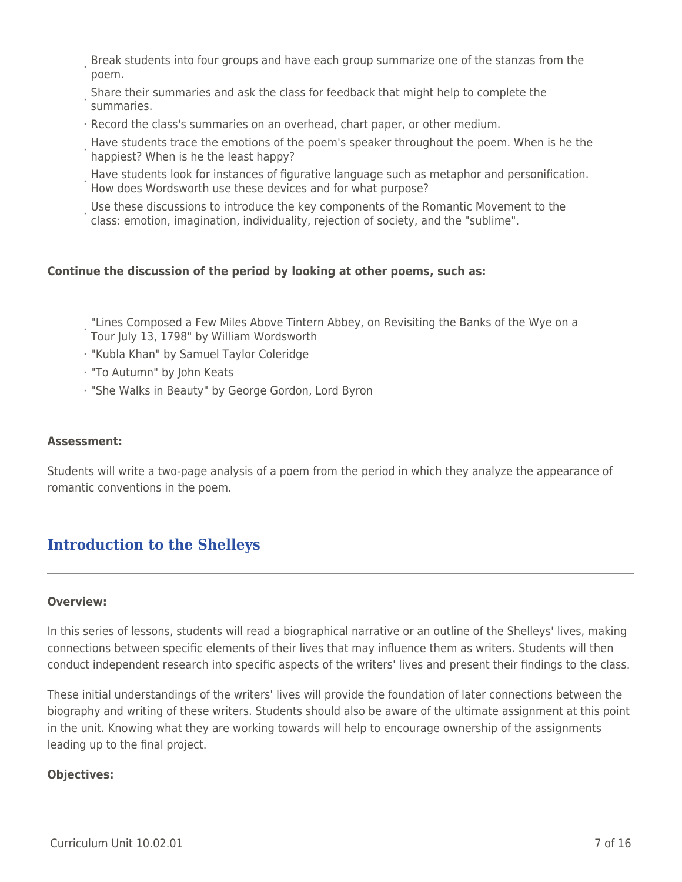- Break students into four groups and have each group summarize one of the stanzas from the poem.
- Share their summaries and ask the class for feedback that might help to complete the summaries.
- Record the class's summaries on an overhead, chart paper, or other medium.
- Have students trace the emotions of the poem's speaker throughout the poem. When is he the happiest? When is he the least happy?
- Have students look for instances of figurative language such as metaphor and personification. How does Wordsworth use these devices and for what purpose?
- Use these discussions to introduce the key components of the Romantic Movement to the class: emotion, imagination, individuality, rejection of society, and the "sublime".

**Continue the discussion of the period by looking at other poems, such as:**

- "Lines Composed a Few Miles Above Tintern Abbey, on Revisiting the Banks of the Wye on a Tour July 13, 1798" by William Wordsworth
- "Kubla Khan" by Samuel Taylor Coleridge
- "To Autumn" by John Keats
- "She Walks in Beauty" by George Gordon, Lord Byron

**Assessment:**

Students will write a two-page analysis of a poem from the period in which they analyze the appearance of romantic conventions in the poem.

## Introduction to the Shelleys

**Overview:**

In this series of lessons, students will read a biographical narrative or an outline of the Shelleys' lives, making connections between specific elements of their lives that may influence them as writers. Students will then conduct independent research into specific aspects of the writers' lives and present their findings to the class.

These initial understandings of the writers' lives will provide the foundation of later connections between the biography and writing of these writers. Students should also be aware of the ultimate assignment at this point in the unit. Knowing what they are working towards will help to encourage ownership of the assignments leading up to the final project.

**Objectives:**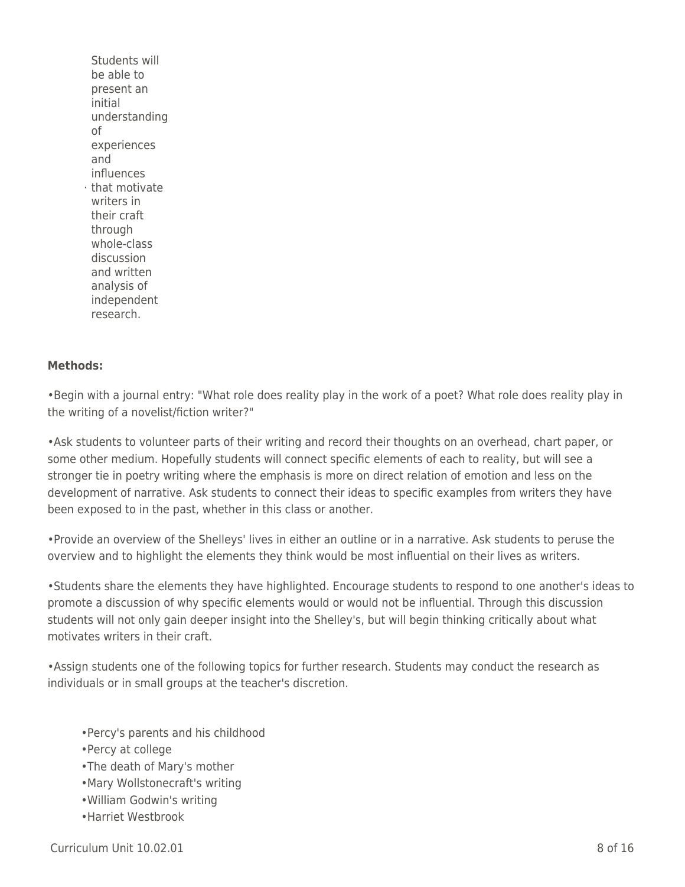- Students will be able to present an initial understanding of experiences and influences that motivate writers in their craft through whole-class discussion and written analysis of independent research.

**Methods:**

•Begin with a journal entry: "What role does reality play in the work of a poet? What role does reality play in the writing of a novelist/fiction writer?"

•Ask students to volunteer parts of their writing and record their thoughts on an overhead, chart paper, or some other medium. Hopefully students will connect specific elements of each to reality, but will see a stronger tie in poetry writing where the emphasis is more on direct relation of emotion and less on the development of narrative. Ask students to connect their ideas to specific examples from writers they have been exposed to in the past, whether in this class or another.

•Provide an overview of the Shelleys' lives in either an outline or in a narrative. Ask students to peruse the overview and to highlight the elements they think would be most influential on their lives as writers.

•Students share the elements they have highlighted. Encourage students to respond to one another's ideas to promote a discussion of why specific elements would or would not be influential. Through this discussion students will not only gain deeper insight into the Shelley's, but will begin thinking critically about what motivates writers in their craft.

•Assign students one of the following topics for further research. Students may conduct the research as individuals or in small groups at the teacher's discretion.

- •Percy's parents and his childhood
- •Percy at college
- •The death of Mary's mother
- •Mary Wollstonecraft's writing
- •William Godwin's writing
- •Harriet Westbrook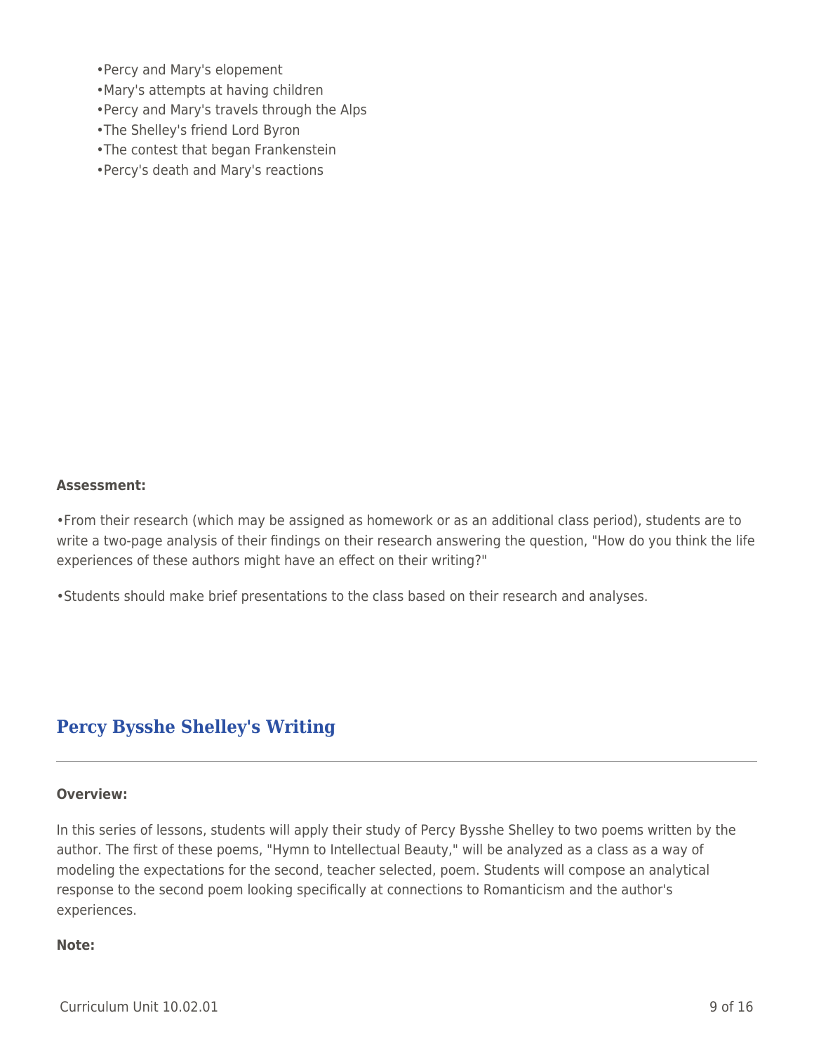- Percy and Mary's elopement
- Mary's attempts at having children
- Percy and Mary's travels through the Alps
- The Shelley's friend Lord Byron
- The contest that began Frankenstein
- Percy's death and Mary's reactions

**Assessment:**

•From their research (which may be assigned as homework or as an additional class period), students are to write a two-page analysis of their findings on their research answering the question, "How do you think the life experiences of these authors might have an effect on their writing?"

•Students should make brief presentations to the class based on their research and analyses.

## Percy Bysshe Shelley's Writing

**Overview:**

In this series of lessons, students will apply their study of Percy Bysshe Shelley to two poems written by the author. The first of these poems, "Hymn to Intellectual Beauty," will be analyzed as a class as a way of modeling the expectations for the second, teacher selected, poem. Students will compose an analytical response to the second poem looking specifically at connections to Romanticism and the author's experiences.

**Note:**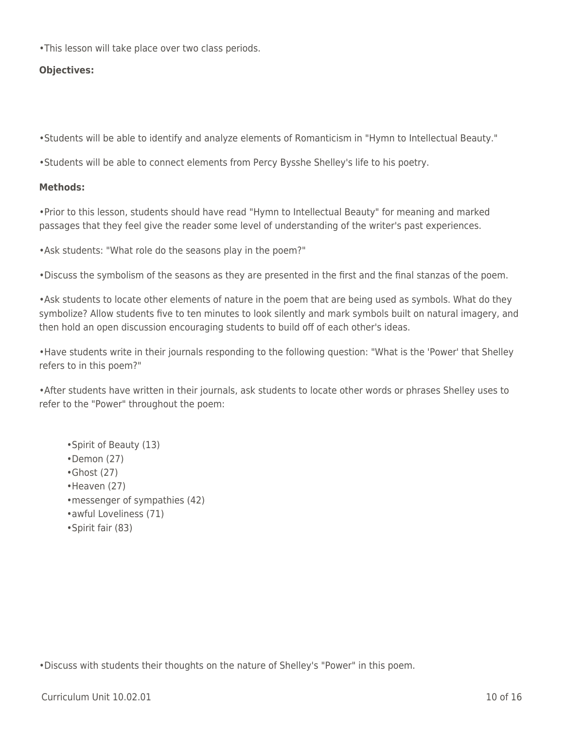•This lesson will take place over two class periods.

**Objectives:**

•Students will be able to identify and analyze elements of Romanticism in "Hymn to Intellectual Beauty."

•Students will be able to connect elements from Percy Bysshe Shelley's life to his poetry.

**Methods:**

•Prior to this lesson, students should have read "Hymn to Intellectual Beauty" for meaning and marked passages that they feel give the reader some level of understanding of the writer's past experiences.

•Ask students: "What role do the seasons play in the poem?"

•Discuss the symbolism of the seasons as they are presented in the first and the final stanzas of the poem.

•Ask students to locate other elements of nature in the poem that are being used as symbols. What do they symbolize? Allow students five to ten minutes to look silently and mark symbols built on natural imagery, and then hold an open discussion encouraging students to build off of each other's ideas.

•Have students write in their journals responding to the following question: "What is the 'Power' that Shelley refers to in this poem?"

•After students have written in their journals, ask students to locate other words or phrases Shelley uses to refer to the "Power" throughout the poem:

- Spirit of Beauty (13)
- Demon (27)
- Ghost (27)
- Heaven (27)
- messenger of sympathies (42)
- awful Loveliness (71)
- Spirit fair (83)

•Discuss with students their thoughts on the nature of Shelley's "Power" in this poem.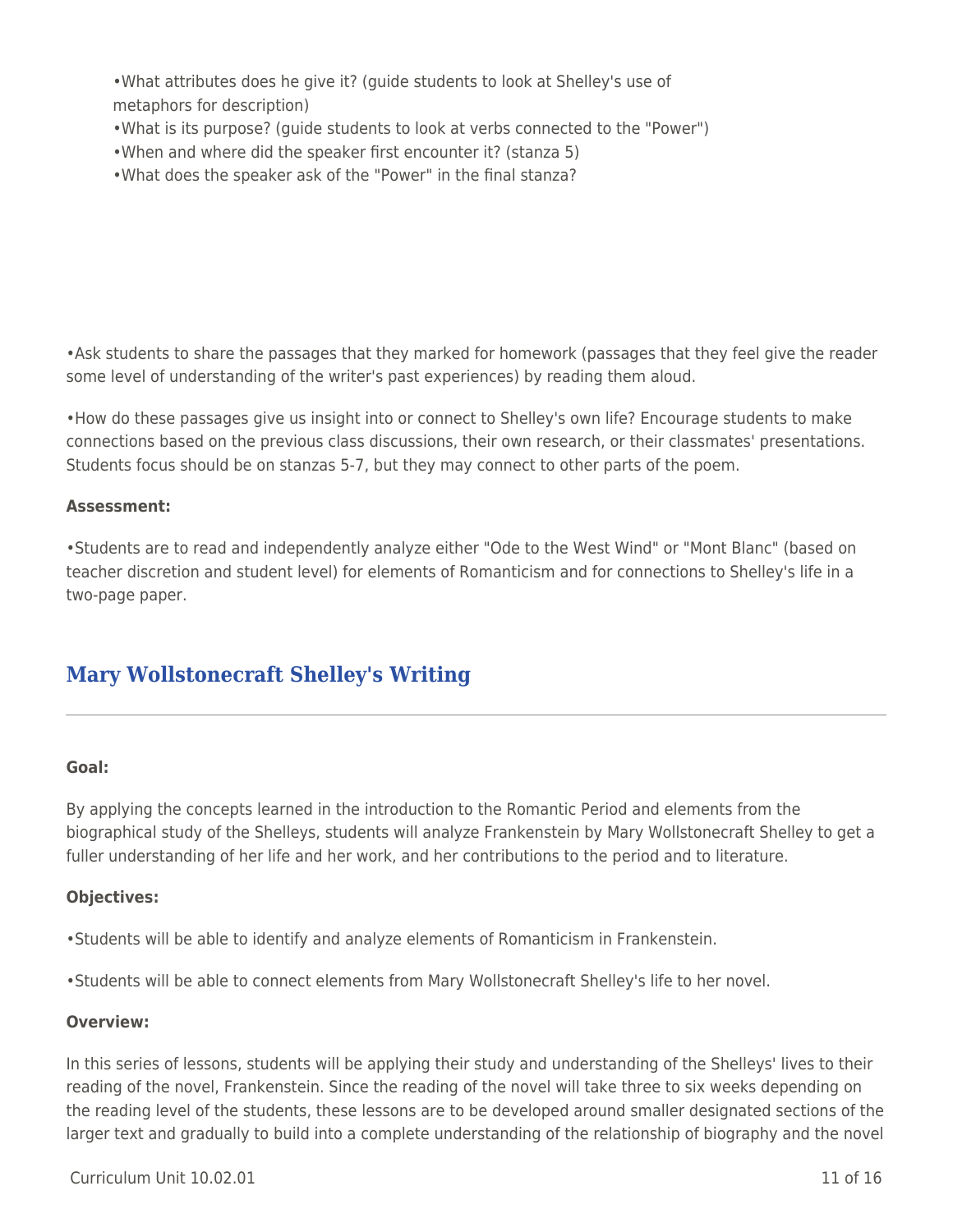- What attributes does he give it? (guide students to look at Shelley's use of metaphors for description)
- What is its purpose? (guide students to look at verbs connected to the "Power")
- When and where did the speaker first encounter it? (stanza 5)
- What does the speaker ask of the "Power" in the final stanza?

•Ask students to share the passages that they marked for homework (passages that they feel give the reader some level of understanding of the writer's past experiences) by reading them aloud.

•How do these passages give us insight into or connect to Shelley's own life? Encourage students to make connections based on the previous class discussions, their own research, or their classmates' presentations. Students focus should be on stanzas 5-7, but they may connect to other parts of the poem.

**Assessment:**

•Students are to read and independently analyze either "Ode to the West Wind" or "Mont Blanc" (based on teacher discretion and student level) for elements of Romanticism and for connections to Shelley's life in a two-page paper.

## Mary Wollstonecraft Shelley's Writing

**Goal:**

By applying the concepts learned in the introduction to the Romantic Period and elements from the biographical study of the Shelleys, students will analyze Frankenstein by Mary Wollstonecraft Shelley to get a fuller understanding of her life and her work, and her contributions to the period and to literature.

**Objectives:**

•Students will be able to identify and analyze elements of Romanticism in Frankenstein.

•Students will be able to connect elements from Mary Wollstonecraft Shelley's life to her novel.

**Overview:**

In this series of lessons, students will be applying their study and understanding of the Shelleys' lives to their reading of the novel, Frankenstein. Since the reading of the novel will take three to six weeks depending on the reading level of the students, these lessons are to be developed around smaller designated sections of the larger text and gradually to build into a complete understanding of the relationship of biography and the novel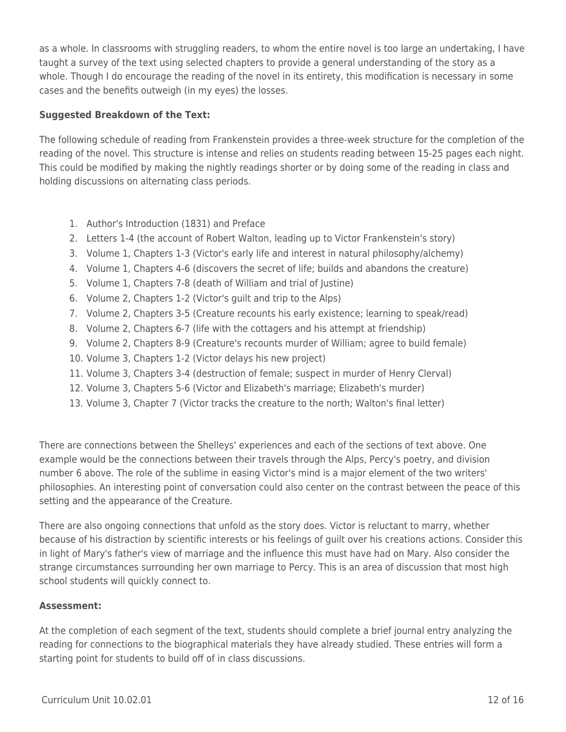as a whole. In classrooms with struggling readers, to whom the entire novel is too large an undertaking, I have taught a survey of the text using selected chapters to provide a general understanding of the story as a whole. Though I do encourage the reading of the novel in its entirety, this modification is necessary in some cases and the benefits outweigh (in my eyes) the losses.

**Suggested Breakdown of the Text:**

The following schedule of reading from Frankenstein provides a three-week structure for the completion of the reading of the novel. This structure is intense and relies on students reading between 15-25 pages each night. This could be modified by making the nightly readings shorter or by doing some of the reading in class and holding discussions on alternating class periods.

1. Author's Introduction (1831) and Preface
2. Letters 1-4 (the account of Robert Walton, leading up to Victor Frankenstein's story)
3. Volume 1, Chapters 1-3 (Victor's early life and interest in natural philosophy/alchemy)
4. Volume 1, Chapters 4-6 (discovers the secret of life; builds and abandons the creature)
5. Volume 1, Chapters 7-8 (death of William and trial of Justine)
6. Volume 2, Chapters 1-2 (Victor's guilt and trip to the Alps)
7. Volume 2, Chapters 3-5 (Creature recounts his early existence; learning to speak/read)
8. Volume 2, Chapters 6-7 (life with the cottagers and his attempt at friendship)
9. Volume 2, Chapters 8-9 (Creature's recounts murder of William; agree to build female)
10. Volume 3, Chapters 1-2 (Victor delays his new project)
11. Volume 3, Chapters 3-4 (destruction of female; suspect in murder of Henry Clerval)
12. Volume 3, Chapters 5-6 (Victor and Elizabeth's marriage; Elizabeth's murder)
13. Volume 3, Chapter 7 (Victor tracks the creature to the north; Walton's final letter)

There are connections between the Shelleys' experiences and each of the sections of text above. One example would be the connections between their travels through the Alps, Percy's poetry, and division number 6 above. The role of the sublime in easing Victor's mind is a major element of the two writers' philosophies. An interesting point of conversation could also center on the contrast between the peace of this setting and the appearance of the Creature.

There are also ongoing connections that unfold as the story does. Victor is reluctant to marry, whether because of his distraction by scientific interests or his feelings of guilt over his creations actions. Consider this in light of Mary's father's view of marriage and the influence this must have had on Mary. Also consider the strange circumstances surrounding her own marriage to Percy. This is an area of discussion that most high school students will quickly connect to.

**Assessment:**

At the completion of each segment of the text, students should complete a brief journal entry analyzing the reading for connections to the biographical materials they have already studied. These entries will form a starting point for students to build off of in class discussions.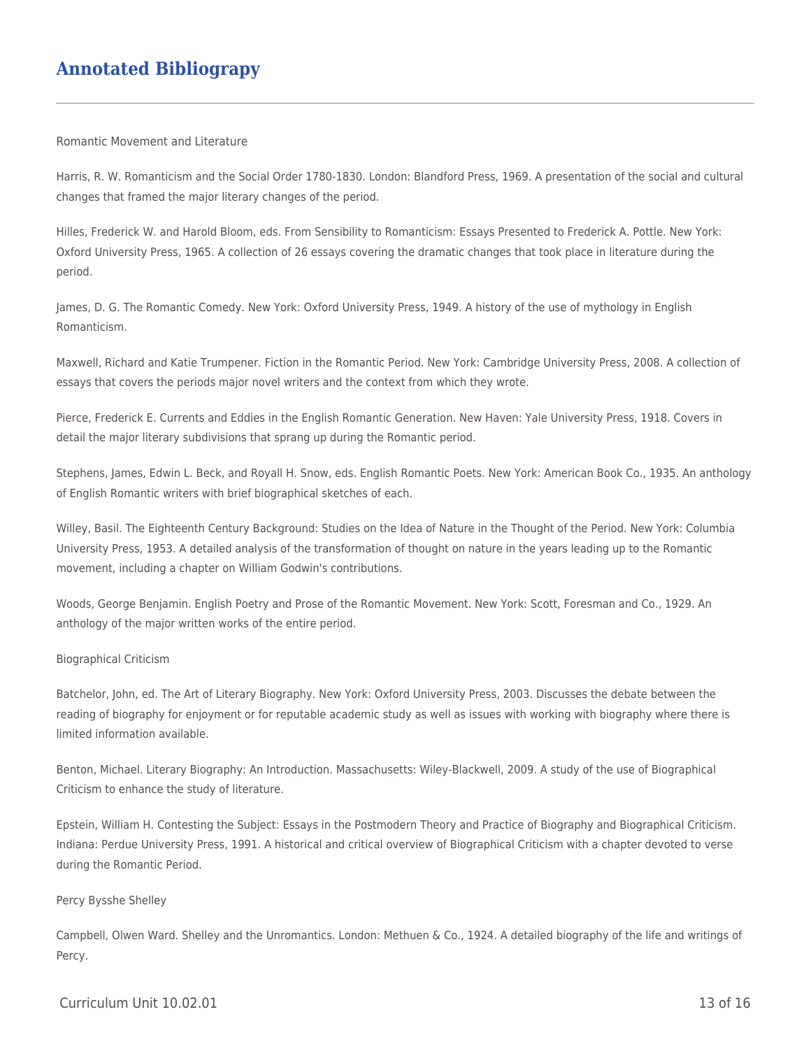## Annotated Bibliograpy

Romantic Movement and Literature

Harris, R. W. Romanticism and the Social Order 1780-1830. London: Blandford Press, 1969. A presentation of the social and cultural changes that framed the major literary changes of the period.

Hilles, Frederick W. and Harold Bloom, eds. From Sensibility to Romanticism: Essays Presented to Frederick A. Pottle. New York: Oxford University Press, 1965. A collection of 26 essays covering the dramatic changes that took place in literature during the period.

James, D. G. The Romantic Comedy. New York: Oxford University Press, 1949. A history of the use of mythology in English Romanticism.

Maxwell, Richard and Katie Trumpener. Fiction in the Romantic Period. New York: Cambridge University Press, 2008. A collection of essays that covers the periods major novel writers and the context from which they wrote.

Pierce, Frederick E. Currents and Eddies in the English Romantic Generation. New Haven: Yale University Press, 1918. Covers in detail the major literary subdivisions that sprang up during the Romantic period.

Stephens, James, Edwin L. Beck, and Royall H. Snow, eds. English Romantic Poets. New York: American Book Co., 1935. An anthology of English Romantic writers with brief biographical sketches of each.

Willey, Basil. The Eighteenth Century Background: Studies on the Idea of Nature in the Thought of the Period. New York: Columbia University Press, 1953. A detailed analysis of the transformation of thought on nature in the years leading up to the Romantic movement, including a chapter on William Godwin's contributions.

Woods, George Benjamin. English Poetry and Prose of the Romantic Movement. New York: Scott, Foresman and Co., 1929. An anthology of the major written works of the entire period.

Biographical Criticism

Batchelor, John, ed. The Art of Literary Biography. New York: Oxford University Press, 2003. Discusses the debate between the reading of biography for enjoyment or for reputable academic study as well as issues with working with biography where there is limited information available.

Benton, Michael. Literary Biography: An Introduction. Massachusetts: Wiley-Blackwell, 2009. A study of the use of Biographical Criticism to enhance the study of literature.

Epstein, William H. Contesting the Subject: Essays in the Postmodern Theory and Practice of Biography and Biographical Criticism. Indiana: Perdue University Press, 1991. A historical and critical overview of Biographical Criticism with a chapter devoted to verse during the Romantic Period.

Percy Bysshe Shelley

Campbell, Olwen Ward. Shelley and the Unromantics. London: Methuen & Co., 1924. A detailed biography of the life and writings of Percy.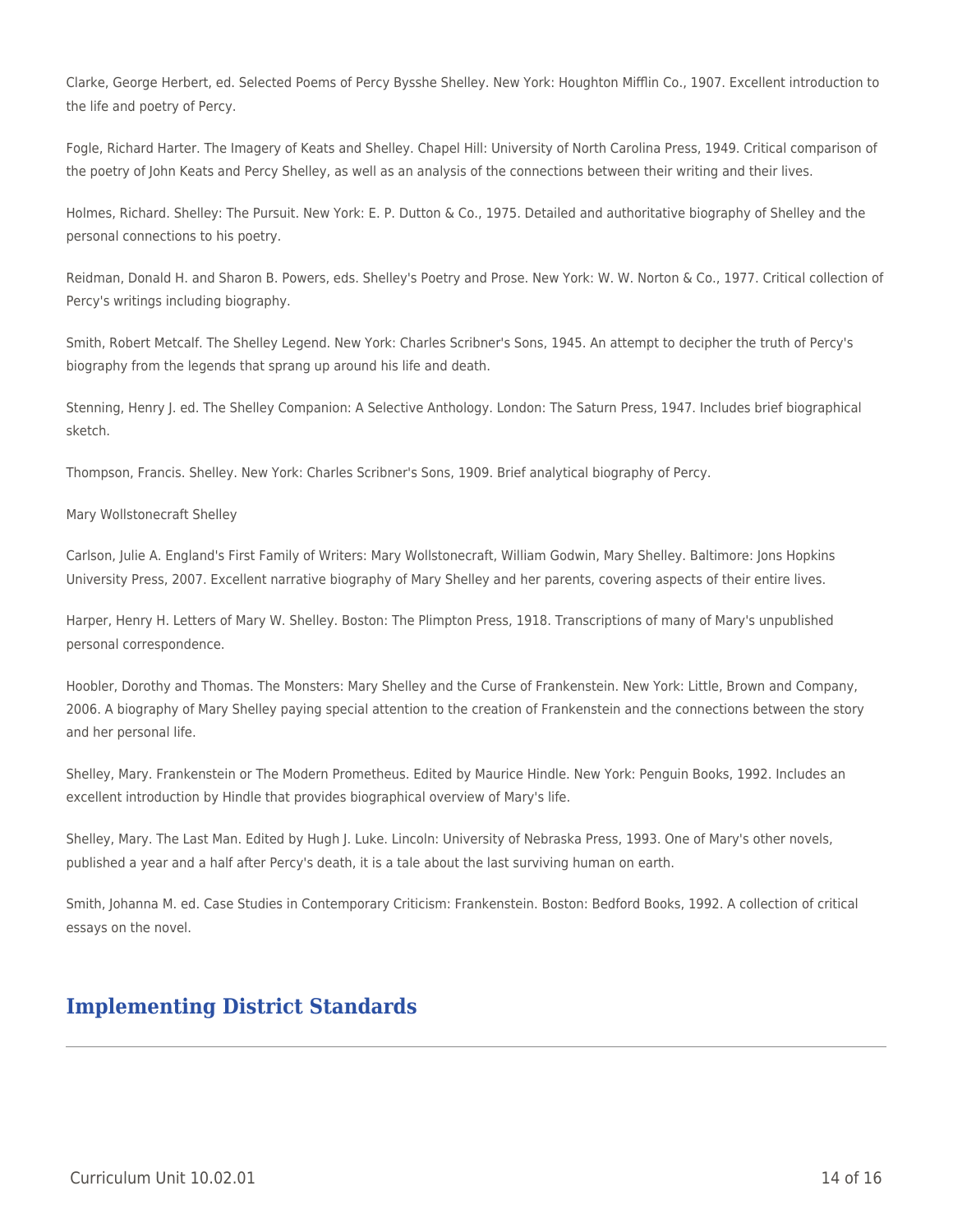Clarke, George Herbert, ed. Selected Poems of Percy Bysshe Shelley. New York: Houghton Mifflin Co., 1907. Excellent introduction to the life and poetry of Percy.

Fogle, Richard Harter. The Imagery of Keats and Shelley. Chapel Hill: University of North Carolina Press, 1949. Critical comparison of the poetry of John Keats and Percy Shelley, as well as an analysis of the connections between their writing and their lives.

Holmes, Richard. Shelley: The Pursuit. New York: E. P. Dutton & Co., 1975. Detailed and authoritative biography of Shelley and the personal connections to his poetry.

Reidman, Donald H. and Sharon B. Powers, eds. Shelley's Poetry and Prose. New York: W. W. Norton & Co., 1977. Critical collection of Percy's writings including biography.

Smith, Robert Metcalf. The Shelley Legend. New York: Charles Scribner's Sons, 1945. An attempt to decipher the truth of Percy's biography from the legends that sprang up around his life and death.

Stenning, Henry J. ed. The Shelley Companion: A Selective Anthology. London: The Saturn Press, 1947. Includes brief biographical sketch.

Thompson, Francis. Shelley. New York: Charles Scribner's Sons, 1909. Brief analytical biography of Percy.

Mary Wollstonecraft Shelley

Carlson, Julie A. England's First Family of Writers: Mary Wollstonecraft, William Godwin, Mary Shelley. Baltimore: Jons Hopkins University Press, 2007. Excellent narrative biography of Mary Shelley and her parents, covering aspects of their entire lives.

Harper, Henry H. Letters of Mary W. Shelley. Boston: The Plimpton Press, 1918. Transcriptions of many of Mary's unpublished personal correspondence.

Hoobler, Dorothy and Thomas. The Monsters: Mary Shelley and the Curse of Frankenstein. New York: Little, Brown and Company, 2006. A biography of Mary Shelley paying special attention to the creation of Frankenstein and the connections between the story and her personal life.

Shelley, Mary. Frankenstein or The Modern Prometheus. Edited by Maurice Hindle. New York: Penguin Books, 1992. Includes an excellent introduction by Hindle that provides biographical overview of Mary's life.

Shelley, Mary. The Last Man. Edited by Hugh J. Luke. Lincoln: University of Nebraska Press, 1993. One of Mary's other novels, published a year and a half after Percy's death, it is a tale about the last surviving human on earth.

Smith, Johanna M. ed. Case Studies in Contemporary Criticism: Frankenstein. Boston: Bedford Books, 1992. A collection of critical essays on the novel.

## Implementing District Standards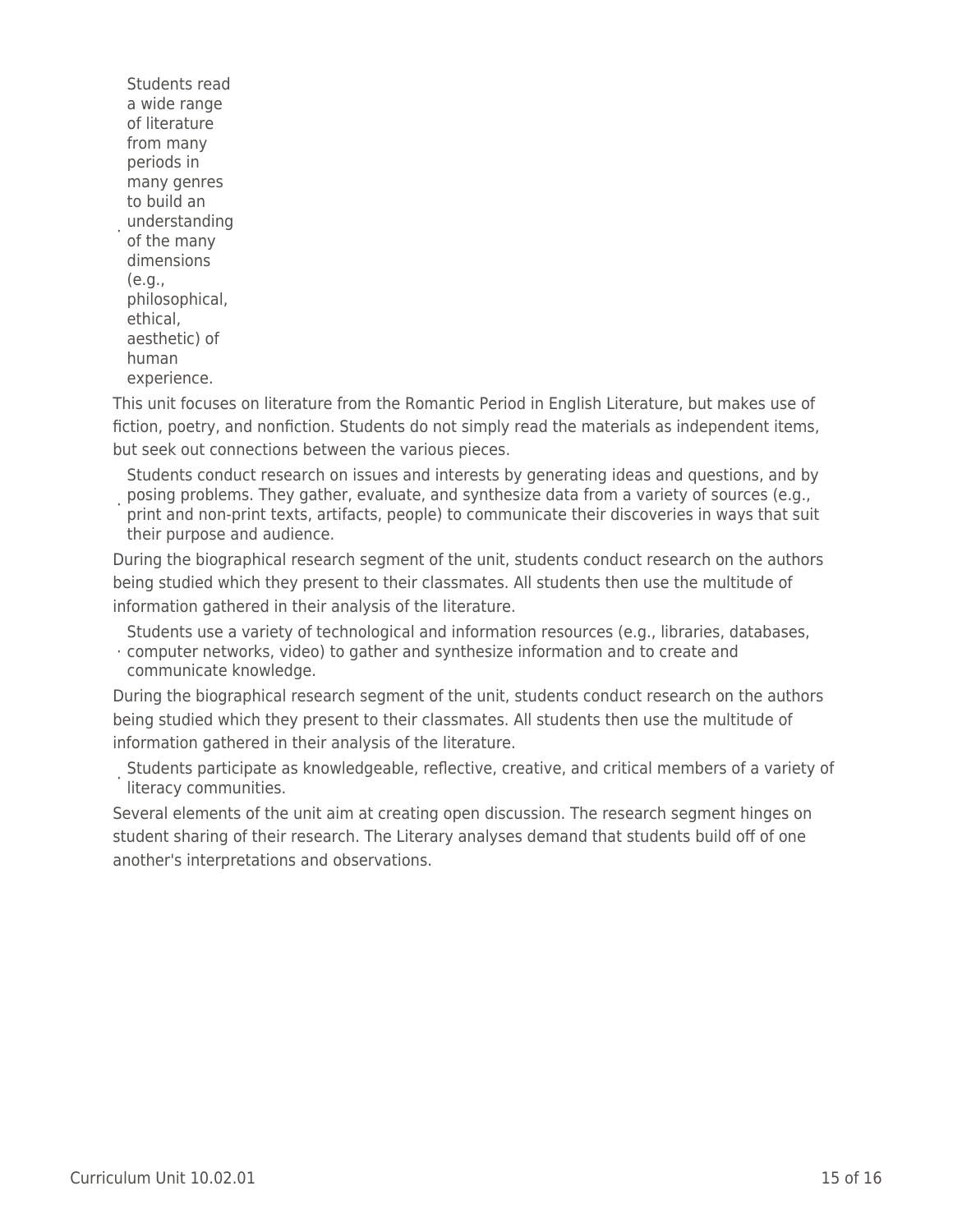- Students read a wide range of literature from many periods in many genres to build an understanding of the many dimensions (e.g., philosophical, ethical, aesthetic) of human experience.

This unit focuses on literature from the Romantic Period in English Literature, but makes use of fiction, poetry, and nonfiction. Students do not simply read the materials as independent items, but seek out connections between the various pieces.

- Students conduct research on issues and interests by generating ideas and questions, and by posing problems. They gather, evaluate, and synthesize data from a variety of sources (e.g., print and non-print texts, artifacts, people) to communicate their discoveries in ways that suit their purpose and audience.

During the biographical research segment of the unit, students conduct research on the authors being studied which they present to their classmates. All students then use the multitude of information gathered in their analysis of the literature.

- Students use a variety of technological and information resources (e.g., libraries, databases, computer networks, video) to gather and synthesize information and to create and communicate knowledge.

During the biographical research segment of the unit, students conduct research on the authors being studied which they present to their classmates. All students then use the multitude of information gathered in their analysis of the literature.

- Students participate as knowledgeable, reflective, creative, and critical members of a variety of literacy communities.

Several elements of the unit aim at creating open discussion. The research segment hinges on student sharing of their research. The Literary analyses demand that students build off of one another's interpretations and observations.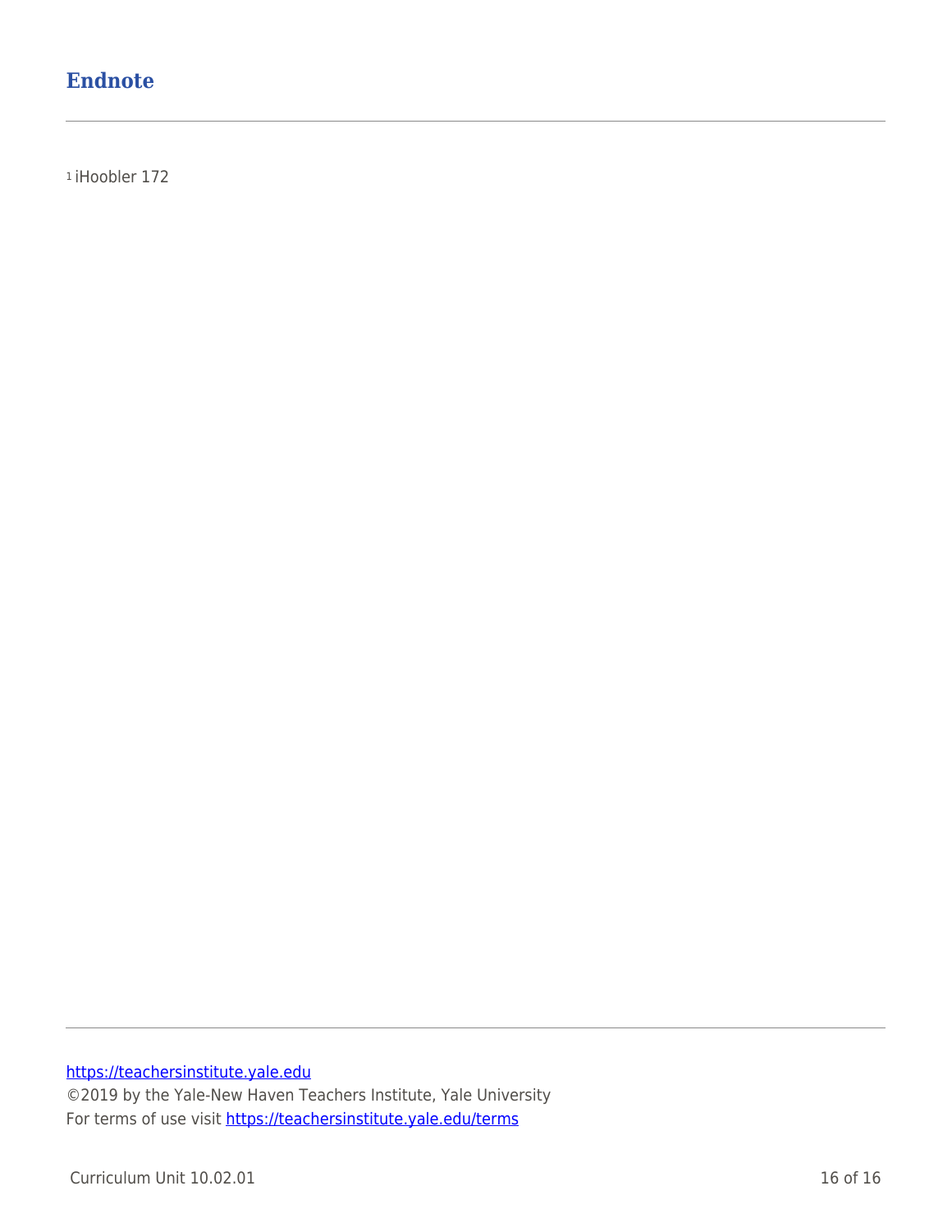## Endnote

[1] iHoobler 172

https://teachersinstitute.yale.edu
©2019 by the Yale-New Haven Teachers Institute, Yale University
For terms of use visit https://teachersinstitute.yale.edu/terms